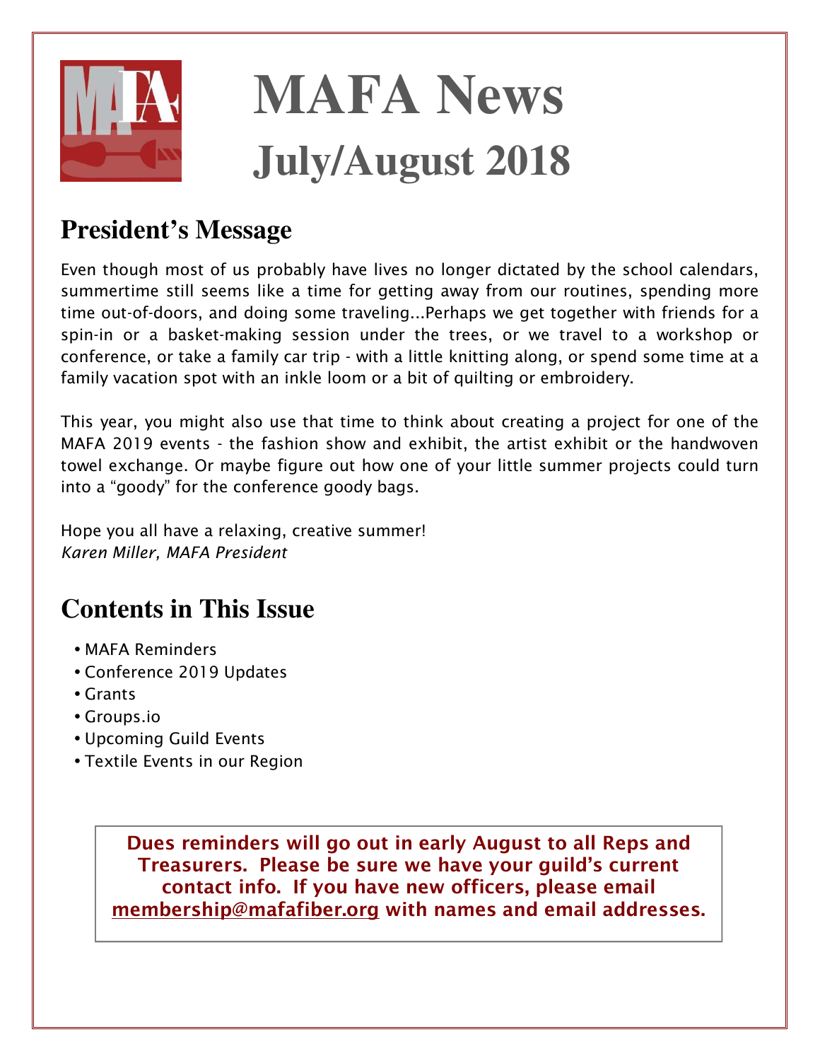# MAFA News
# July/August 2018

## President's Message

Even though most of us probably have lives no longer dictated by the school calendars, summertime still seems like a time for getting away from our routines, spending more time out-of-doors, and doing some traveling...Perhaps we get together with friends for a spin-in or a basket-making session under the trees, or we travel to a workshop or conference, or take a family car trip - with a little knitting along, or spend some time at a family vacation spot with an inkle loom or a bit of quilting or embroidery.

This year, you might also use that time to think about creating a project for one of the MAFA 2019 events - the fashion show and exhibit, the artist exhibit or the handwoven towel exchange. Or maybe figure out how one of your little summer projects could turn into a "goody" for the conference goody bags.

Hope you all have a relaxing, creative summer!
*Karen Miller, MAFA President*

## Contents in This Issue

- MAFA Reminders
- Conference 2019 Updates
- Grants
- Groups.io
- Upcoming Guild Events
- Textile Events in our Region

**Dues reminders will go out in early August to all Reps and Treasurers. Please be sure we have your guild's current contact info. If you have new officers, please email membership@mafafiber.org with names and email addresses.**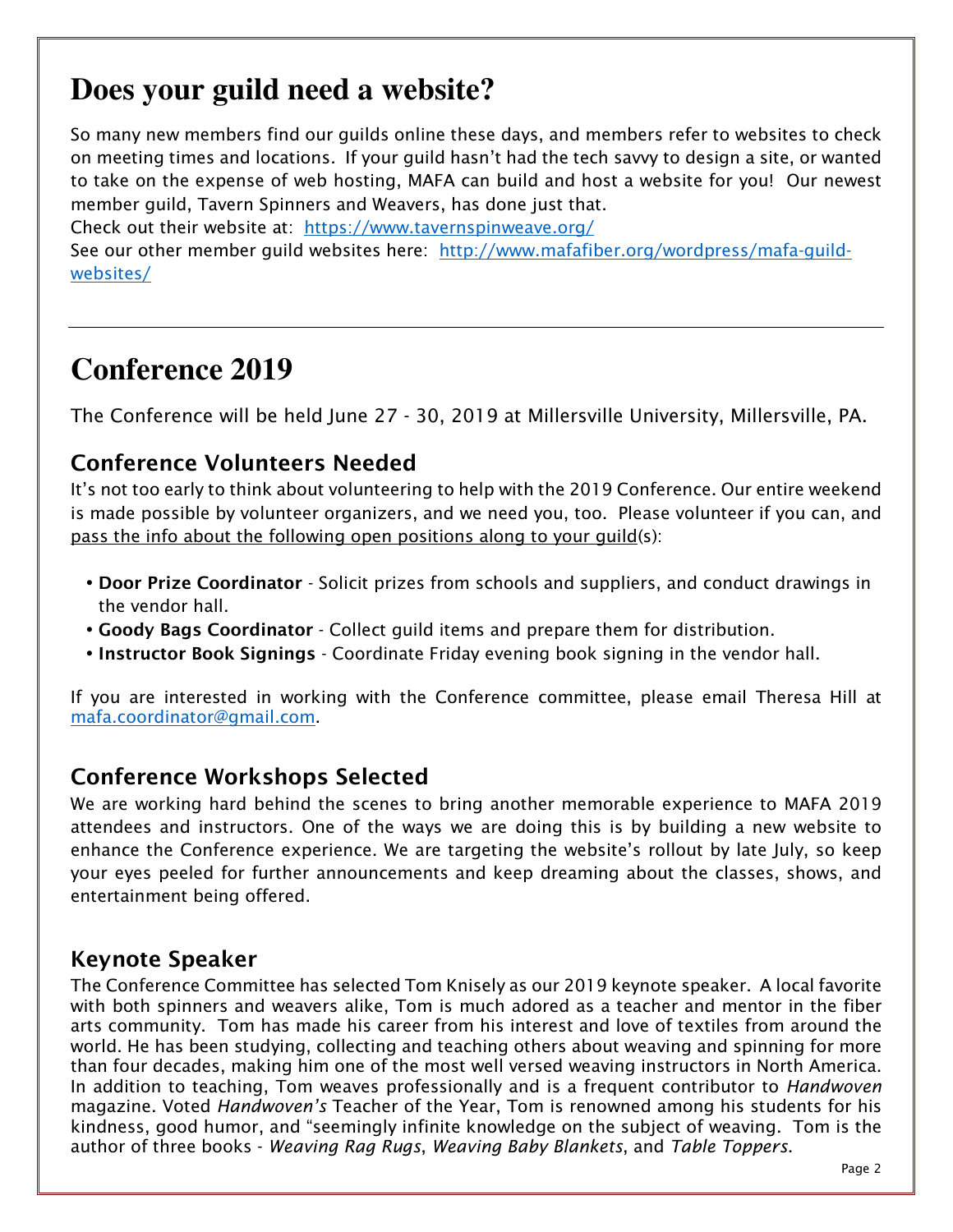# Does your guild need a website?

So many new members find our guilds online these days, and members refer to websites to check on meeting times and locations. If your guild hasn't had the tech savvy to design a site, or wanted to take on the expense of web hosting, MAFA can build and host a website for you! Our newest member guild, Tavern Spinners and Weavers, has done just that.

Check out their website at: [https://www.tavernspinweave.org/](https://www.tavernspinweave.org/)

See our other member guild websites here: [http://www.mafafiber.org/wordpress/mafa-guild-websites/](http://www.mafafiber.org/wordpress/mafa-guild-websites/)

---

# Conference 2019

The Conference will be held June 27 - 30, 2019 at Millersville University, Millersville, PA.

## Conference Volunteers Needed

It's not too early to think about volunteering to help with the 2019 Conference. Our entire weekend is made possible by volunteer organizers, and we need you, too. Please volunteer if you can, and pass the info about the following open positions along to your guild(s):

- **Door Prize Coordinator** - Solicit prizes from schools and suppliers, and conduct drawings in the vendor hall.
- **Goody Bags Coordinator** - Collect guild items and prepare them for distribution.
- **Instructor Book Signings** - Coordinate Friday evening book signing in the vendor hall.

If you are interested in working with the Conference committee, please email Theresa Hill at [mafa.coordinator@gmail.com](mailto:mafa.coordinator@gmail.com).

## Conference Workshops Selected

We are working hard behind the scenes to bring another memorable experience to MAFA 2019 attendees and instructors. One of the ways we are doing this is by building a new website to enhance the Conference experience. We are targeting the website's rollout by late July, so keep your eyes peeled for further announcements and keep dreaming about the classes, shows, and entertainment being offered.

## Keynote Speaker

The Conference Committee has selected Tom Knisely as our 2019 keynote speaker. A local favorite with both spinners and weavers alike, Tom is much adored as a teacher and mentor in the fiber arts community. Tom has made his career from his interest and love of textiles from around the world. He has been studying, collecting and teaching others about weaving and spinning for more than four decades, making him one of the most well versed weaving instructors in North America. In addition to teaching, Tom weaves professionally and is a frequent contributor to *Handwoven* magazine. Voted *Handwoven's* Teacher of the Year, Tom is renowned among his students for his kindness, good humor, and "seemingly infinite knowledge on the subject of weaving. Tom is the author of three books - *Weaving Rag Rugs*, *Weaving Baby Blankets*, and *Table Toppers*.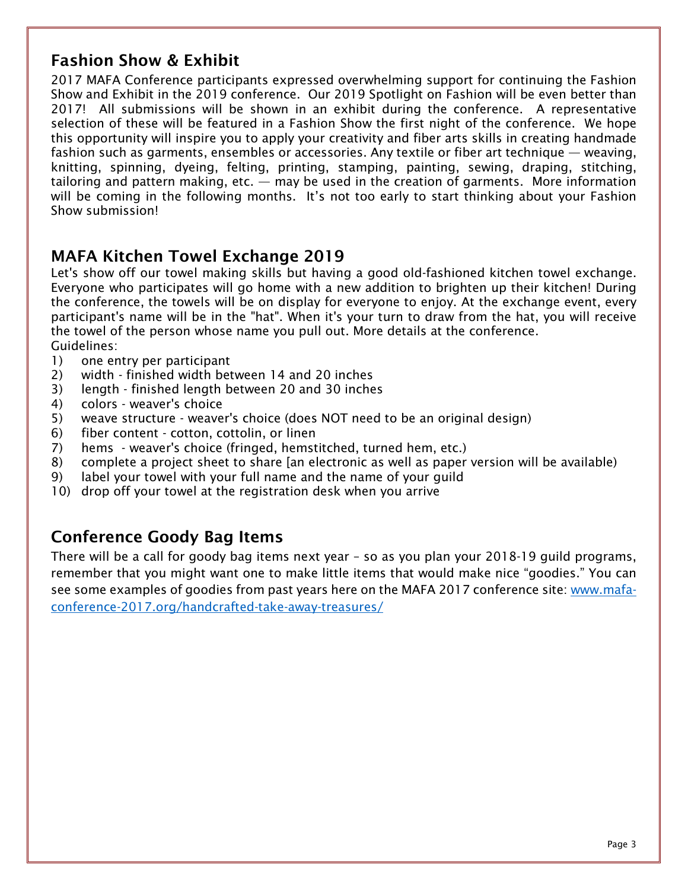## Fashion Show & Exhibit

2017 MAFA Conference participants expressed overwhelming support for continuing the Fashion Show and Exhibit in the 2019 conference. Our 2019 Spotlight on Fashion will be even better than 2017! All submissions will be shown in an exhibit during the conference. A representative selection of these will be featured in a Fashion Show the first night of the conference. We hope this opportunity will inspire you to apply your creativity and fiber arts skills in creating handmade fashion such as garments, ensembles or accessories. Any textile or fiber art technique — weaving, knitting, spinning, dyeing, felting, printing, stamping, painting, sewing, draping, stitching, tailoring and pattern making, etc. — may be used in the creation of garments. More information will be coming in the following months. It's not too early to start thinking about your Fashion Show submission!

## MAFA Kitchen Towel Exchange 2019

Let's show off our towel making skills but having a good old-fashioned kitchen towel exchange. Everyone who participates will go home with a new addition to brighten up their kitchen! During the conference, the towels will be on display for everyone to enjoy. At the exchange event, every participant's name will be in the "hat". When it's your turn to draw from the hat, you will receive the towel of the person whose name you pull out. More details at the conference.

Guidelines:

1) one entry per participant
2) width - finished width between 14 and 20 inches
3) length - finished length between 20 and 30 inches
4) colors - weaver's choice
5) weave structure - weaver's choice (does NOT need to be an original design)
6) fiber content - cotton, cottolin, or linen
7) hems - weaver's choice (fringed, hemstitched, turned hem, etc.)
8) complete a project sheet to share [an electronic as well as paper version will be available)
9) label your towel with your full name and the name of your guild
10) drop off your towel at the registration desk when you arrive

## Conference Goody Bag Items

There will be a call for goody bag items next year – so as you plan your 2018-19 guild programs, remember that you might want one to make little items that would make nice "goodies." You can see some examples of goodies from past years here on the MAFA 2017 conference site: [www.mafa-conference-2017.org/handcrafted-take-away-treasures/](www.mafa-conference-2017.org/handcrafted-take-away-treasures/)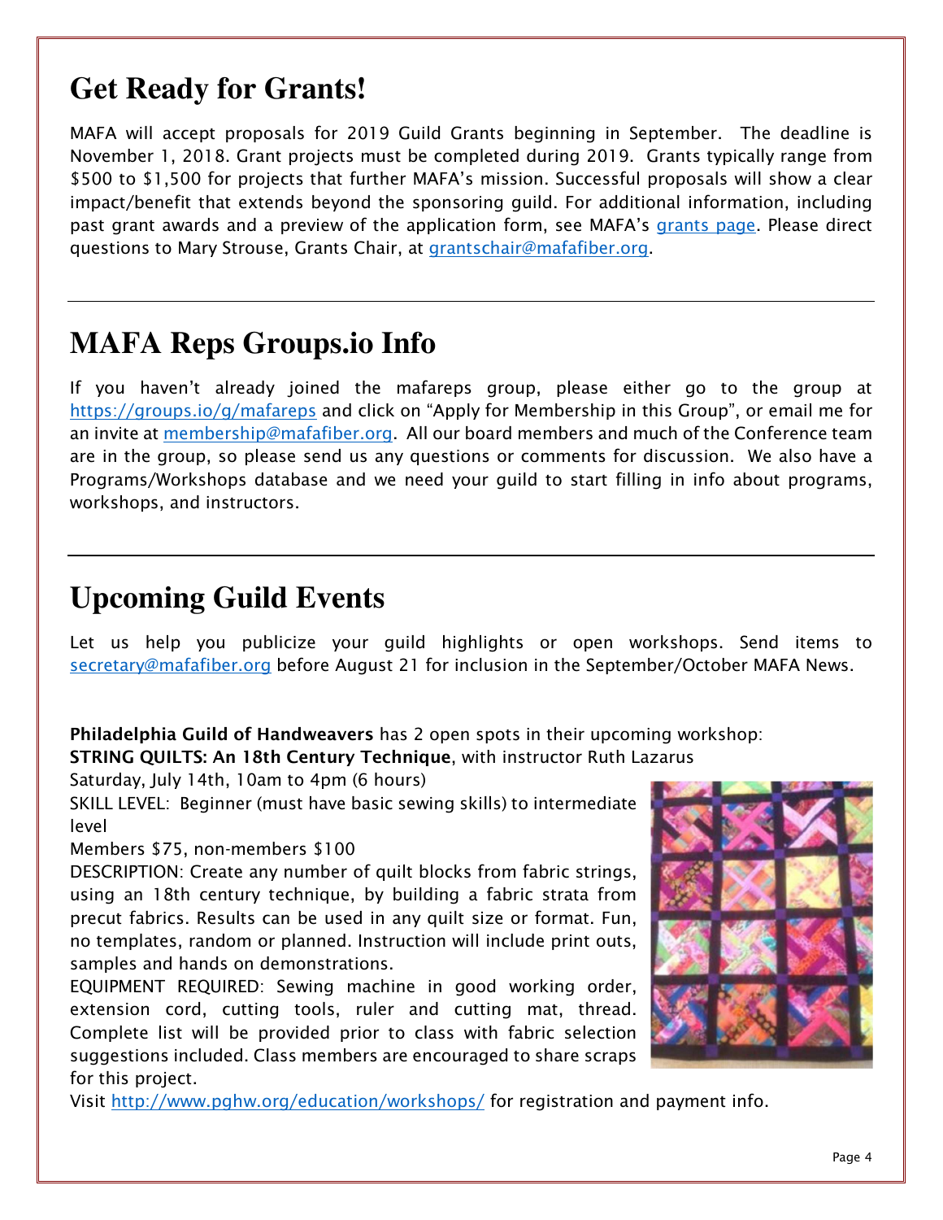# Get Ready for Grants!

MAFA will accept proposals for 2019 Guild Grants beginning in September. The deadline is November 1, 2018. Grant projects must be completed during 2019. Grants typically range from $500 to $1,500 for projects that further MAFA's mission. Successful proposals will show a clear impact/benefit that extends beyond the sponsoring guild. For additional information, including past grant awards and a preview of the application form, see MAFA's grants page. Please direct questions to Mary Strouse, Grants Chair, at grantschair@mafafiber.org.

---

# MAFA Reps Groups.io Info

If you haven't already joined the mafareps group, please either go to the group at https://groups.io/g/mafareps and click on "Apply for Membership in this Group", or email me for an invite at membership@mafafiber.org. All our board members and much of the Conference team are in the group, so please send us any questions or comments for discussion. We also have a Programs/Workshops database and we need your guild to start filling in info about programs, workshops, and instructors.

---

# Upcoming Guild Events

Let us help you publicize your guild highlights or open workshops. Send items to secretary@mafafiber.org before August 21 for inclusion in the September/October MAFA News.

**Philadelphia Guild of Handweavers** has 2 open spots in their upcoming workshop:
**STRING QUILTS: An 18th Century Technique**, with instructor Ruth Lazarus
Saturday, July 14th, 10am to 4pm (6 hours)
SKILL LEVEL: Beginner (must have basic sewing skills) to intermediate level
Members $75, non-members $100
DESCRIPTION: Create any number of quilt blocks from fabric strings, using an 18th century technique, by building a fabric strata from precut fabrics. Results can be used in any quilt size or format. Fun, no templates, random or planned. Instruction will include print outs, samples and hands on demonstrations.
EQUIPMENT REQUIRED: Sewing machine in good working order, extension cord, cutting tools, ruler and cutting mat, thread. Complete list will be provided prior to class with fabric selection suggestions included. Class members are encouraged to share scraps for this project.
Visit http://www.pghw.org/education/workshops/ for registration and payment info.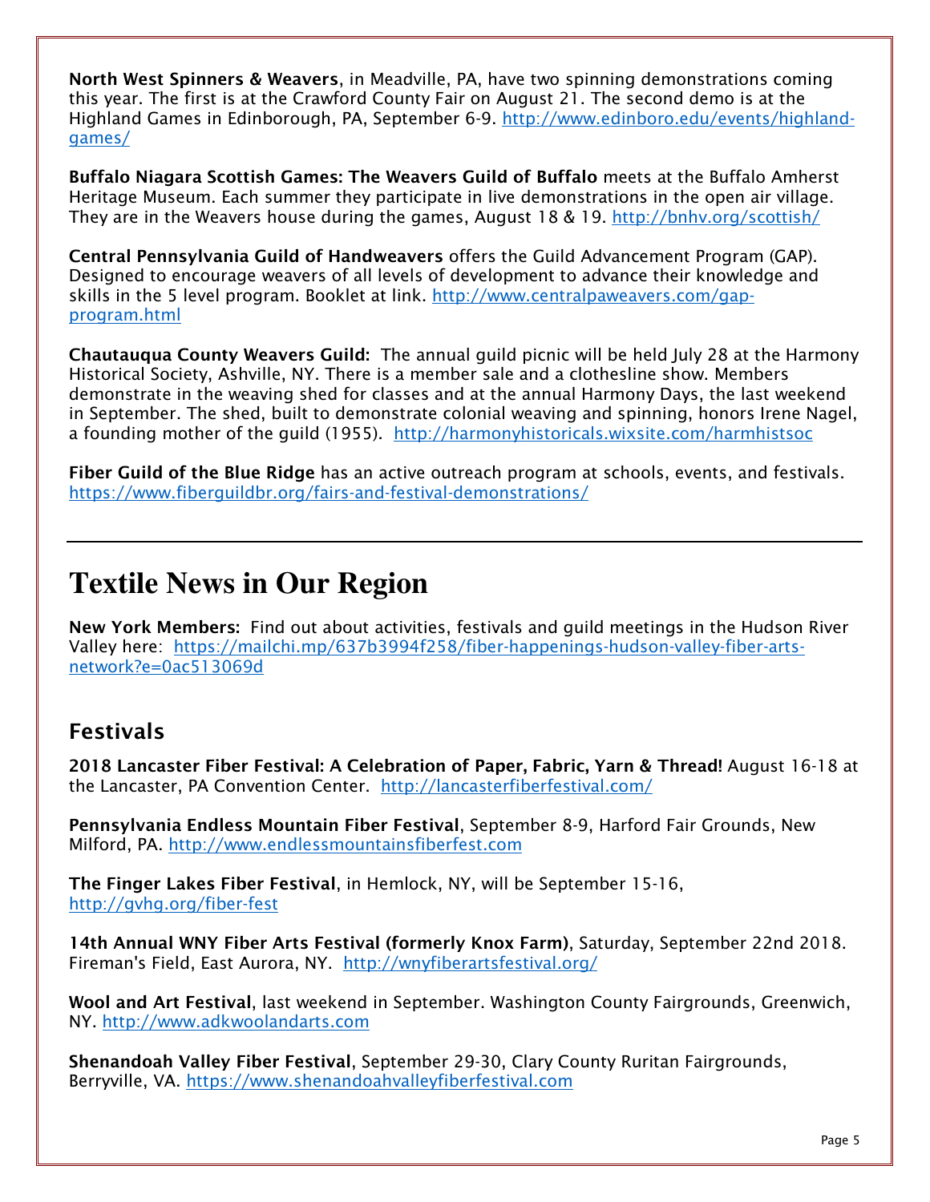**North West Spinners & Weavers**, in Meadville, PA, have two spinning demonstrations coming this year. The first is at the Crawford County Fair on August 21. The second demo is at the Highland Games in Edinborough, PA, September 6-9. http://www.edinboro.edu/events/highland-games/

**Buffalo Niagara Scottish Games: The Weavers Guild of Buffalo** meets at the Buffalo Amherst Heritage Museum. Each summer they participate in live demonstrations in the open air village. They are in the Weavers house during the games, August 18 & 19. http://bnhv.org/scottish/

**Central Pennsylvania Guild of Handweavers** offers the Guild Advancement Program (GAP). Designed to encourage weavers of all levels of development to advance their knowledge and skills in the 5 level program. Booklet at link. http://www.centralpaweavers.com/gap-program.html

**Chautauqua County Weavers Guild:** The annual guild picnic will be held July 28 at the Harmony Historical Society, Ashville, NY. There is a member sale and a clothesline show. Members demonstrate in the weaving shed for classes and at the annual Harmony Days, the last weekend in September. The shed, built to demonstrate colonial weaving and spinning, honors Irene Nagel, a founding mother of the guild (1955). http://harmonyhistoricals.wixsite.com/harmhistsoc

**Fiber Guild of the Blue Ridge** has an active outreach program at schools, events, and festivals. https://www.fiberguildbr.org/fairs-and-festival-demonstrations/

---

# Textile News in Our Region

**New York Members:** Find out about activities, festivals and guild meetings in the Hudson River Valley here: https://mailchi.mp/637b3994f258/fiber-happenings-hudson-valley-fiber-arts-network?e=0ac513069d

## Festivals

**2018 Lancaster Fiber Festival: A Celebration of Paper, Fabric, Yarn & Thread!** August 16-18 at the Lancaster, PA Convention Center. http://lancasterfiberfestival.com/

**Pennsylvania Endless Mountain Fiber Festival**, September 8-9, Harford Fair Grounds, New Milford, PA. http://www.endlessmountainsfiberfest.com

**The Finger Lakes Fiber Festival**, in Hemlock, NY, will be September 15-16, http://gvhg.org/fiber-fest

**14th Annual WNY Fiber Arts Festival (formerly Knox Farm)**, Saturday, September 22nd 2018. Fireman's Field, East Aurora, NY. http://wnyfiberartsfestival.org/

**Wool and Art Festival**, last weekend in September. Washington County Fairgrounds, Greenwich, NY. http://www.adkwoolandarts.com

**Shenandoah Valley Fiber Festival**, September 29-30, Clary County Ruritan Fairgrounds, Berryville, VA. https://www.shenandoahvalleyfiberfestival.com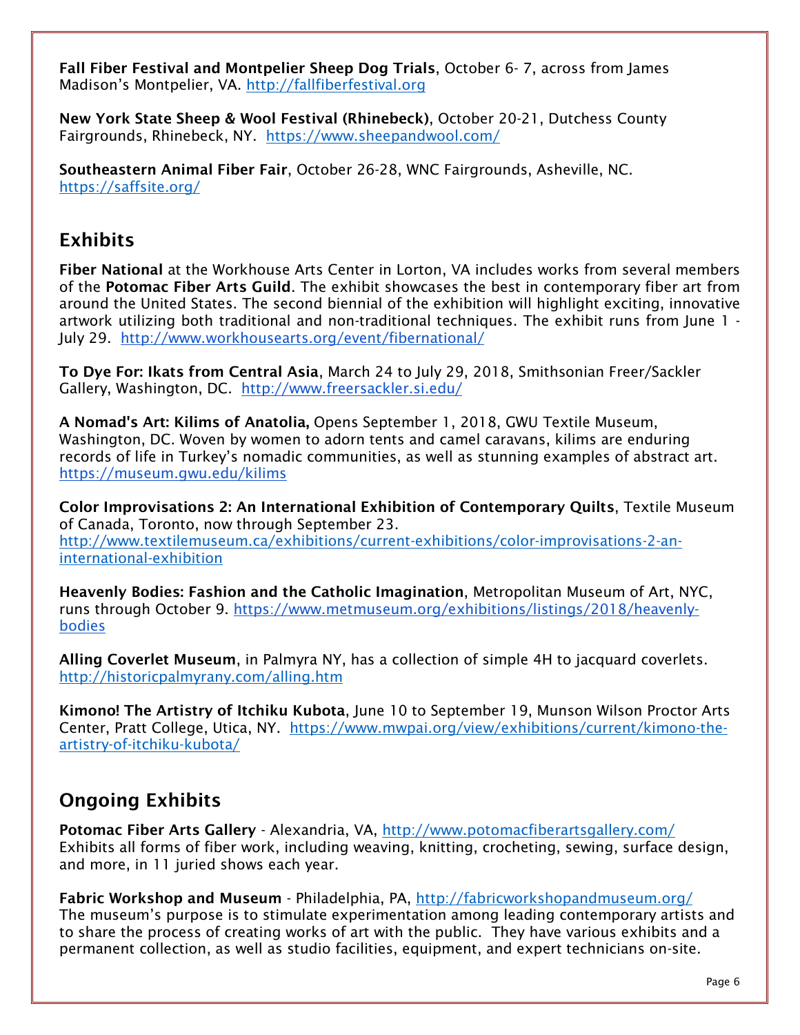**Fall Fiber Festival and Montpelier Sheep Dog Trials**, October 6- 7, across from James Madison's Montpelier, VA. http://fallfiberfestival.org

**New York State Sheep & Wool Festival (Rhinebeck)**, October 20-21, Dutchess County Fairgrounds, Rhinebeck, NY. https://www.sheepandwool.com/

**Southeastern Animal Fiber Fair**, October 26-28, WNC Fairgrounds, Asheville, NC. https://saffsite.org/

## Exhibits

**Fiber National** at the Workhouse Arts Center in Lorton, VA includes works from several members of the **Potomac Fiber Arts Guild**. The exhibit showcases the best in contemporary fiber art from around the United States. The second biennial of the exhibition will highlight exciting, innovative artwork utilizing both traditional and non-traditional techniques. The exhibit runs from June 1 - July 29. http://www.workhousearts.org/event/fibernational/

**To Dye For: Ikats from Central Asia**, March 24 to July 29, 2018, Smithsonian Freer/Sackler Gallery, Washington, DC. http://www.freersackler.si.edu/

**A Nomad's Art: Kilims of Anatolia,** Opens September 1, 2018, GWU Textile Museum, Washington, DC. Woven by women to adorn tents and camel caravans, kilims are enduring records of life in Turkey's nomadic communities, as well as stunning examples of abstract art. https://museum.gwu.edu/kilims

**Color Improvisations 2: An International Exhibition of Contemporary Quilts**, Textile Museum of Canada, Toronto, now through September 23. http://www.textilemuseum.ca/exhibitions/current-exhibitions/color-improvisations-2-an-international-exhibition

**Heavenly Bodies: Fashion and the Catholic Imagination**, Metropolitan Museum of Art, NYC, runs through October 9. https://www.metmuseum.org/exhibitions/listings/2018/heavenly-bodies

**Alling Coverlet Museum**, in Palmyra NY, has a collection of simple 4H to jacquard coverlets. http://historicpalmyrany.com/alling.htm

**Kimono! The Artistry of Itchiku Kubota**, June 10 to September 19, Munson Wilson Proctor Arts Center, Pratt College, Utica, NY. https://www.mwpai.org/view/exhibitions/current/kimono-the-artistry-of-itchiku-kubota/

## Ongoing Exhibits

**Potomac Fiber Arts Gallery** - Alexandria, VA, http://www.potomacfiberartsgallery.com/ Exhibits all forms of fiber work, including weaving, knitting, crocheting, sewing, surface design, and more, in 11 juried shows each year.

**Fabric Workshop and Museum** - Philadelphia, PA, http://fabricworkshopandmuseum.org/ The museum's purpose is to stimulate experimentation among leading contemporary artists and to share the process of creating works of art with the public. They have various exhibits and a permanent collection, as well as studio facilities, equipment, and expert technicians on-site.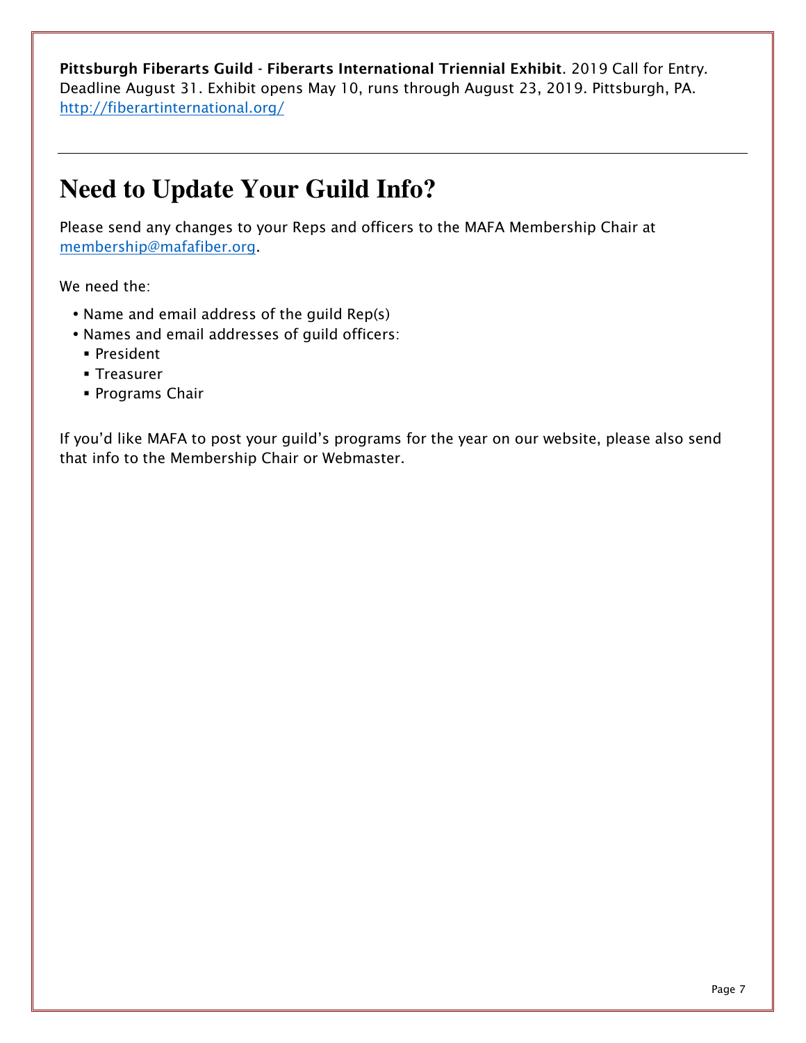**Pittsburgh Fiberarts Guild - Fiberarts International Triennial Exhibit**. 2019 Call for Entry. Deadline August 31. Exhibit opens May 10, runs through August 23, 2019. Pittsburgh, PA. http://fiberartinternational.org/

---

# Need to Update Your Guild Info?

Please send any changes to your Reps and officers to the MAFA Membership Chair at membership@mafafiber.org.

We need the:

- Name and email address of the guild Rep(s)
- Names and email addresses of guild officers:
  - President
  - Treasurer
  - Programs Chair

If you'd like MAFA to post your guild's programs for the year on our website, please also send that info to the Membership Chair or Webmaster.